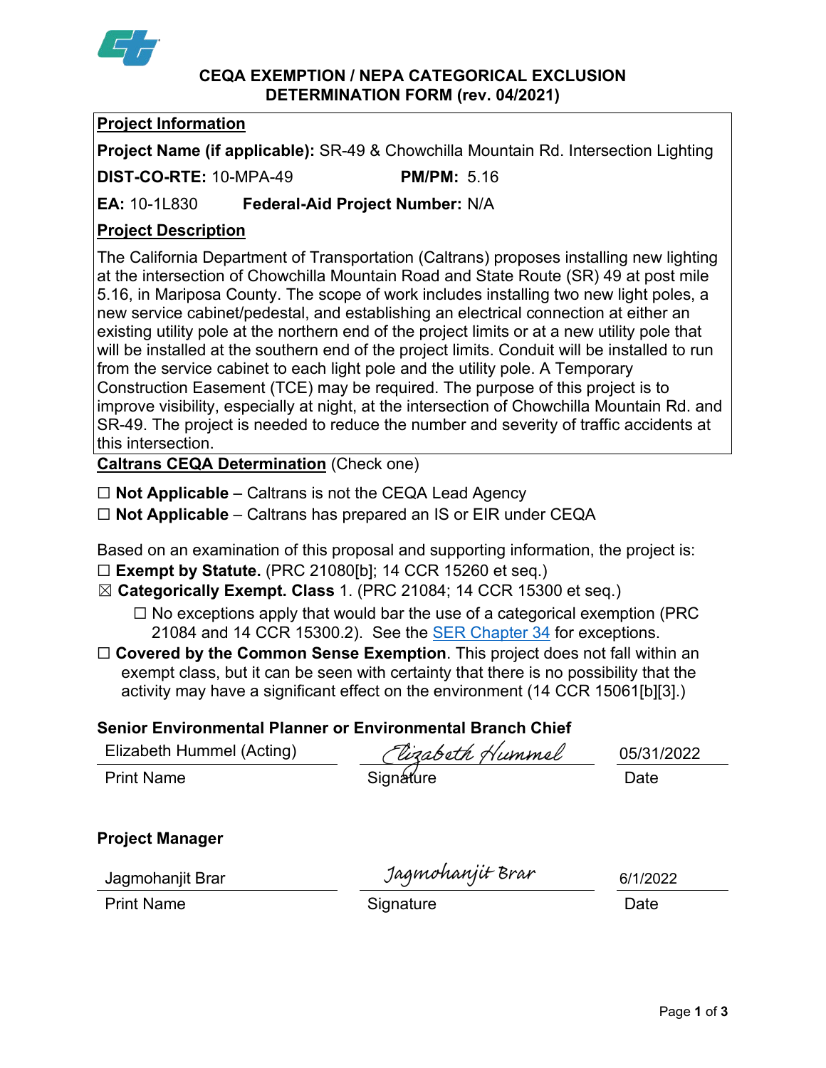# CEQA EXEMPTION / NEPA CATEGORICAL EXCLUSION DETERMINATION FORM (rev. 04/2021)

## Project Information

**Project Name (if applicable):** SR-49 & Chowchilla Mountain Rd. Intersection Lighting

**DIST-CO-RTE:** 10-MPA-49 **PM/PM:** 5.16

**EA:** 10-1L830 **Federal-Aid Project Number:** N/A

## Project Description

The California Department of Transportation (Caltrans) proposes installing new lighting at the intersection of Chowchilla Mountain Road and State Route (SR) 49 at post mile 5.16, in Mariposa County. The scope of work includes installing two new light poles, a new service cabinet/pedestal, and establishing an electrical connection at either an existing utility pole at the northern end of the project limits or at a new utility pole that will be installed at the southern end of the project limits. Conduit will be installed to run from the service cabinet to each light pole and the utility pole. A Temporary Construction Easement (TCE) may be required. The purpose of this project is to improve visibility, especially at night, at the intersection of Chowchilla Mountain Rd. and SR-49. The project is needed to reduce the number and severity of traffic accidents at this intersection.

## Caltrans CEQA Determination (Check one)

☐ **Not Applicable** – Caltrans is not the CEQA Lead Agency

☐ **Not Applicable** – Caltrans has prepared an IS or EIR under CEQA

Based on an examination of this proposal and supporting information, the project is:

☐ **Exempt by Statute.** (PRC 21080[b]; 14 CCR 15260 et seq.)

☒ **Categorically Exempt. Class** 1. (PRC 21084; 14 CCR 15300 et seq.)

- ☐ No exceptions apply that would bar the use of a categorical exemption (PRC 21084 and 14 CCR 15300.2). See the SER Chapter 34 for exceptions.

☐ **Covered by the Common Sense Exemption**. This project does not fall within an exempt class, but it can be seen with certainty that there is no possibility that the activity may have a significant effect on the environment (14 CCR 15061[b][3].)

### Senior Environmental Planner or Environmental Branch Chief

| Elizabeth Hummel (Acting) | *Elizabeth Hummel* | 05/31/2022 |
|---|---|---|
| Print Name | Signature | Date |

### Project Manager

| Jagmohanjit Brar | *Jagmohanjit Brar* | 6/1/2022 |
|---|---|---|
| Print Name | Signature | Date |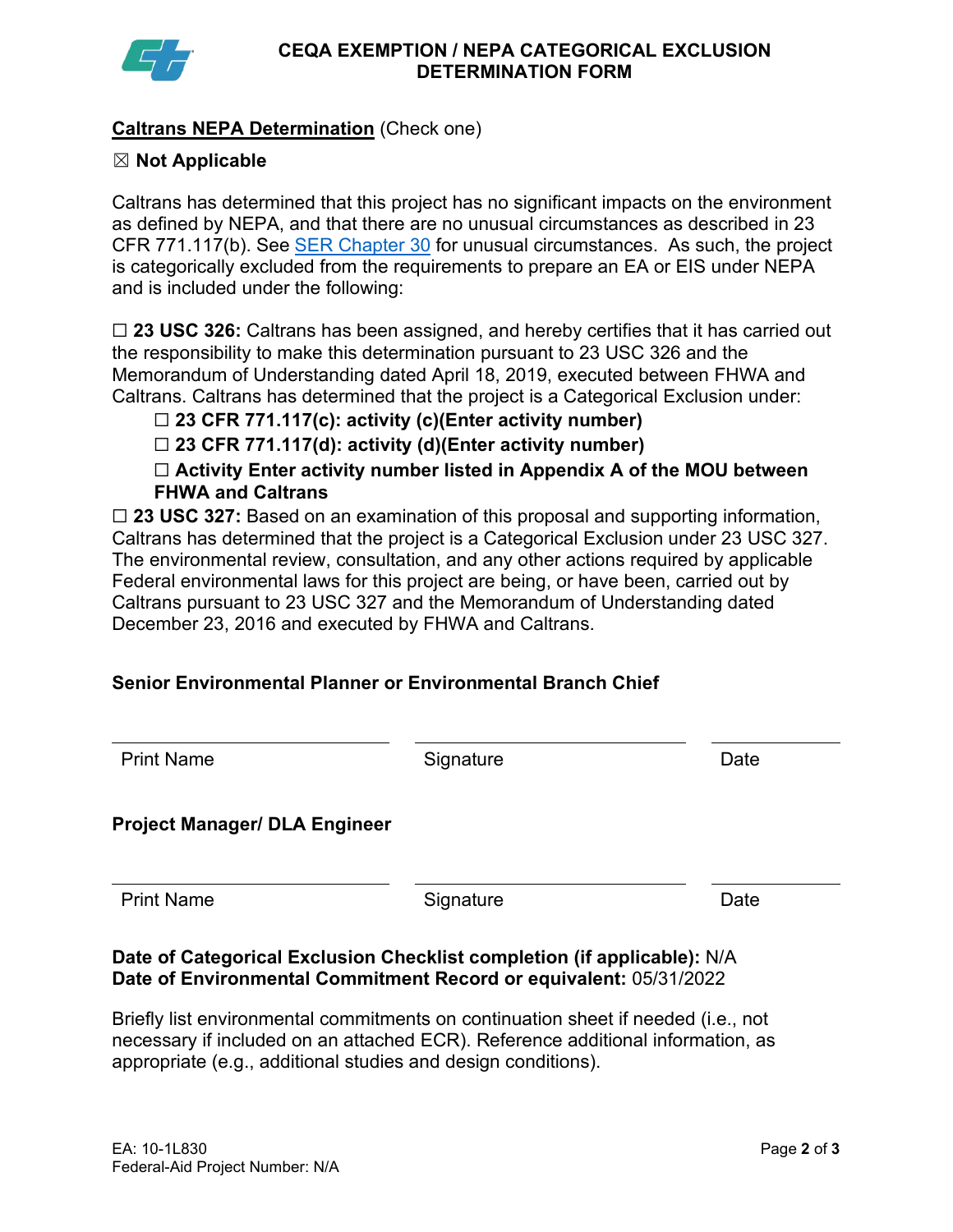# CEQA EXEMPTION / NEPA CATEGORICAL EXCLUSION DETERMINATION FORM

**Caltrans NEPA Determination** (Check one)

☒ **Not Applicable**

Caltrans has determined that this project has no significant impacts on the environment as defined by NEPA, and that there are no unusual circumstances as described in 23 CFR 771.117(b). See SER Chapter 30 for unusual circumstances. As such, the project is categorically excluded from the requirements to prepare an EA or EIS under NEPA and is included under the following:

☐ **23 USC 326:** Caltrans has been assigned, and hereby certifies that it has carried out the responsibility to make this determination pursuant to 23 USC 326 and the Memorandum of Understanding dated April 18, 2019, executed between FHWA and Caltrans. Caltrans has determined that the project is a Categorical Exclusion under:

- ☐ **23 CFR 771.117(c): activity (c)(Enter activity number)**
- ☐ **23 CFR 771.117(d): activity (d)(Enter activity number)**
- ☐ **Activity Enter activity number listed in Appendix A of the MOU between FHWA and Caltrans**

☐ **23 USC 327:** Based on an examination of this proposal and supporting information, Caltrans has determined that the project is a Categorical Exclusion under 23 USC 327. The environmental review, consultation, and any other actions required by applicable Federal environmental laws for this project are being, or have been, carried out by Caltrans pursuant to 23 USC 327 and the Memorandum of Understanding dated December 23, 2016 and executed by FHWA and Caltrans.

**Senior Environmental Planner or Environmental Branch Chief**

| Print Name | Signature | Date |
|---|---|---|

**Project Manager/ DLA Engineer**

| Print Name | Signature | Date |
|---|---|---|

**Date of Categorical Exclusion Checklist completion (if applicable):** N/A
**Date of Environmental Commitment Record or equivalent:** 05/31/2022

Briefly list environmental commitments on continuation sheet if needed (i.e., not necessary if included on an attached ECR). Reference additional information, as appropriate (e.g., additional studies and design conditions).

EA: 10-1L830
Federal-Aid Project Number: N/A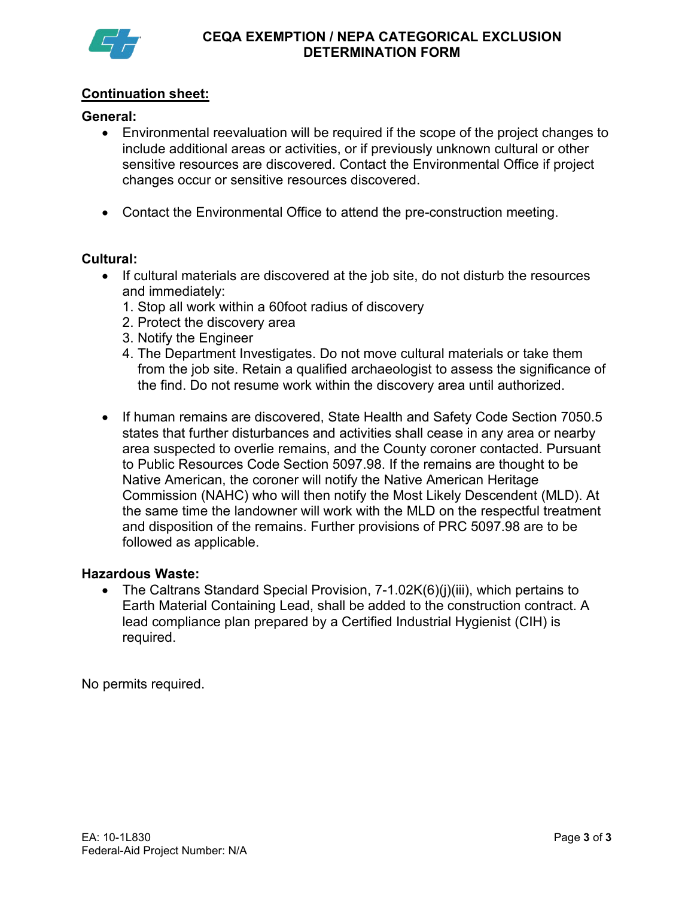# CEQA EXEMPTION / NEPA CATEGORICAL EXCLUSION DETERMINATION FORM

**Continuation sheet:**

**General:**

- Environmental reevaluation will be required if the scope of the project changes to include additional areas or activities, or if previously unknown cultural or other sensitive resources are discovered. Contact the Environmental Office if project changes occur or sensitive resources discovered.
- Contact the Environmental Office to attend the pre-construction meeting.

**Cultural:**

- If cultural materials are discovered at the job site, do not disturb the resources and immediately:
  1. Stop all work within a 60foot radius of discovery
  2. Protect the discovery area
  3. Notify the Engineer
  4. The Department Investigates. Do not move cultural materials or take them from the job site. Retain a qualified archaeologist to assess the significance of the find. Do not resume work within the discovery area until authorized.
- If human remains are discovered, State Health and Safety Code Section 7050.5 states that further disturbances and activities shall cease in any area or nearby area suspected to overlie remains, and the County coroner contacted. Pursuant to Public Resources Code Section 5097.98. If the remains are thought to be Native American, the coroner will notify the Native American Heritage Commission (NAHC) who will then notify the Most Likely Descendent (MLD). At the same time the landowner will work with the MLD on the respectful treatment and disposition of the remains. Further provisions of PRC 5097.98 are to be followed as applicable.

**Hazardous Waste:**

- The Caltrans Standard Special Provision, 7-1.02K(6)(j)(iii), which pertains to Earth Material Containing Lead, shall be added to the construction contract. A lead compliance plan prepared by a Certified Industrial Hygienist (CIH) is required.

No permits required.

EA: 10-1L830
Federal-Aid Project Number: N/A